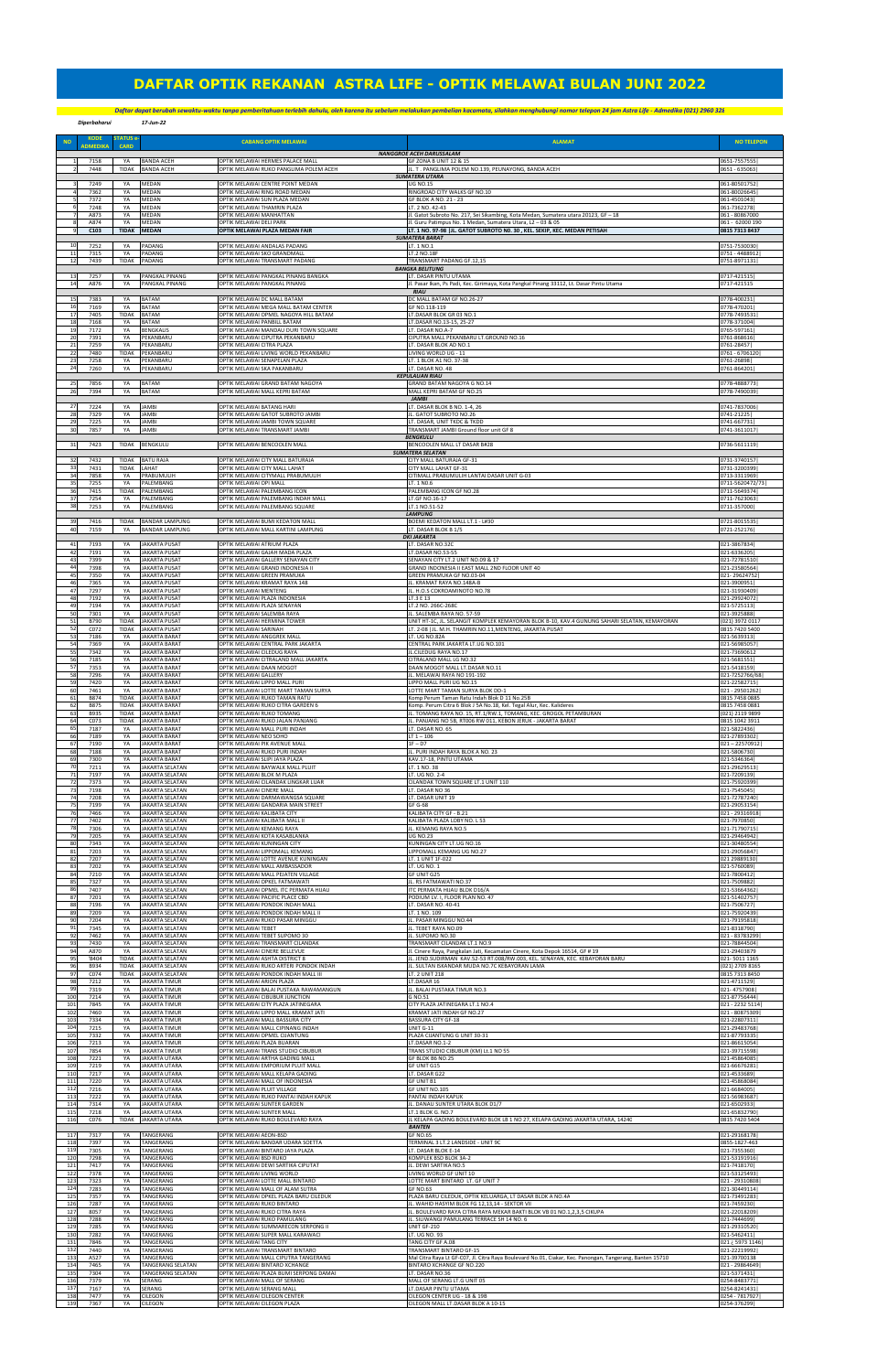# DAFTAR OPTIK REKANAN ASTRA LIFE - OPTIK MELAWAI BULAN JUNI 2022

*Daftar dapat berubah sewaktu-waktu tanpa pemberitahuan terlebih dahulu, oleh karena itu sebelum melakukan pembelian kacamata, silahkan menghubungi nomor telepon 24 jam Astra Life - Admedika (021) 2960 326*

*Diperbaharui* *17-Jun-22*

| NO | KODE ADMEDIKA | STATUS e-CARD | | CABANG OPTIK MELAWAI | ALAMAT | NO TELEPON |
|---|---|---|---|---|---|---|
| | | | | | **NANGGROE ACEH DARUSSALAM** | |
| 1 | 7158 | YA | BANDA ACEH | OPTIK MELAWAI HERMES PALACE MALL | GF ZONA B UNIT 12 & 15 | 0651-7557555 |
| 2 | 7448 | TIDAK | BANDA ACEH | OPTIK MELAWAI RUKO PANGLIMA POLEM ACEH | JL. T . PANGLIMA POLEM NO.139, PEUNAYONG, BANDA ACEH | 0651 - 635063 |
| | | | | | **SUMATERA UTARA** | |
| 3 | 7249 | YA | MEDAN | OPTIK MELAWAI CENTRE POINT MEDAN | UG NO.15 | 061-80501752 |
| 4 | 7362 | YA | MEDAN | OPTIK MELAWAI RING ROAD MEDAN | RINGROAD CITY WALKS GF NO.10 | 061-80026645 |
| 5 | 7372 | YA | MEDAN | OPTIK MELAWAI SUN PLAZA MEDAN | GF BLOK A NO. 21 - 23 | 061-4501043 |
| 6 | 7248 | YA | MEDAN | OPTIK MELAWAI THAMRIN PLAZA | LT. 2 NO. 42-43 | 061-7362278 |
| 7 | A873 | YA | MEDAN | OPTIK MELAWAI MANHATTAN | Jl. Gatot Subroto No. 217, Sei Sikambing, Kota Medan, Sumatera utara 20123, GF – 18 | 061 - 80867000 |
| 8 | A874 | YA | MEDAN | OPTIK MELAWAI DELI PARK | Jl. Guru Patimpus No. 1 Medan, Sumatera Utara, L2 – 03 & 05 | 061 - 62000 190 |
| 9 | **C103** | **TIDAK** | **MEDAN** | **OPTIK MELAWAI PLAZA MEDAN FAIR** | **LT. 1 NO. 97-98 ,JL. GATOT SUBROTO NO. 30 , KEL. SEKIP, KEC. MEDAN PETISAH** | **0815 7313 8437** |
| | | | | | **SUMATERA BARAT** | |
| 10 | 7252 | YA | PADANG | OPTIK MELAWAI ANDALAS PADANG | LT. 1 NO.1 | 0751-7530030 |
| 11 | 7515 | YA | PADANG | OPTIK MELAWAI SKO GRANDMALL | LT.2 NO.18F | 0751 - 4488912 |
| 12 | 7439 | TIDAK | PADANG | OPTIK MELAWAI TRANSMART PADANG | TRANSMART PADANG GF.12,15 | 0751-8971131 |
| | | | | | **BANGKA BELITUNG** | |
| 13 | 7257 | YA | PANGKAL PINANG | OPTIK MELAWAI PANGKAL PINANG BANGKA | LT. DASAR PINTU UTAMA | 0717-421515 |
| 14 | A876 | YA | PANGKAL PINANG | OPTIK MELAWAI PANGKAL PINANG | Jl. Pasar Ikan, Ps Padi, Kec. Girimaya, Kota Pangkal Pinang 33112, Lt. Dasar Pintu Utama | 0717-421515 |
| | | | | | **RIAU** | |
| 15 | 7383 | YA | BATAM | OPTIK MELAWAI DC MALL BATAM | DC MALL BATAM GF NO.26-27 | 0778-400231 |
| 16 | 7169 | YA | BATAM | OPTIK MELAWAI MEGA MALL BATAM CENTER | GF NO.118-119 | 0778-470201 |
| 17 | 7405 | TIDAK | BATAM | OPTIK MELAWAI OPMEL NAGOYA HILL BATAM | LT.DASAR BLOK GR 03 NO.1 | 0778-7493531 |
| 18 | 7168 | YA | BATAM | OPTIK MELAWAI PANBILL BATAM | LT.DASAR NO.13-15, 25-27 | 0778-371004 |
| 19 | 7172 | YA | BENGKALIS | OPTIK MELAWAI MANDAU DURI TOWN SQUARE | LT. DASAR NO.A-7 | 0765-597161 |
| 20 | 7391 | YA | PEKANBARU | OPTIK MELAWAI CIPUTRA PEKANBARU | CIPUTRA MALL PEKANBARU LT.GROUND NO.16 | 0761-868616 |
| 21 | 7259 | YA | PEKANBARU | OPTIK MELAWAI CITRA PLAZA | LT. DASAR BLOK AD NO.1 | 0761-28457 |
| 22 | 7480 | TIDAK | PEKANBARU | OPTIK MELAWAI LIVING WORLD PEKANBARU | LIVING WORLD UG - 11 | 0761 - 6706120 |
| 23 | 7258 | YA | PEKANBARU | OPTIK MELAWAI SENAPELAN PLAZA | LT. 1 BLOK A1 NO. 37-38 | 0761-26898 |
| 24 | 7260 | YA | PEKANBARU | OPTIK MELAWAI SKA PEKANBARU | LT. DASAR NO. 48 | 0761-864201 |
| | | | | | **KEPULAUAN RIAU** | |
| 25 | 7856 | YA | BATAM | OPTIK MELAWAI GRAND BATAM NAGOYA | GRAND BATAM NAGOYA G NO.14 | 0778-4888773 |
| 26 | 7394 | YA | BATAM | OPTIK MELAWAI MALL KEPRI BATAM | MALL KEPRI BATAM GF NO.25 | 0778-7490039 |
| | | | | | **JAMBI** | |
| 27 | 7224 | YA | JAMBI | OPTIK MELAWAI BATANG HARI | LT. DASAR BLOK B NO. 1-4, 26 | 0741-7837006 |
| 28 | 7329 | YA | JAMBI | OPTIK MELAWAI GATOT SUBROTO JAMBI | JL. GATOT SUBROTO NO.26 | 0741-21225 |
| 29 | 7225 | YA | JAMBI | OPTIK MELAWAI JAMBI TOWN SQUARE | LT. DASAR, UNIT TKDC & TKDD | 0741-667731 |
| 30 | 7857 | YA | JAMBI | OPTIK MELAWAI TRANSMART JAMBI | TRANSMART JAMBI Ground floor unit GF 8 | 0741-3611017 |
| | | | | | **BENGKULU** | |
| 31 | 7423 | TIDAK | BENGKULU | OPTIK MELAWAI BENCOOLEN MALL | BENCOOLEN MALL LT DASAR B#28 | 0736-5611119 |
| | | | | | **SUMATERA SELATAN** | |
| 32 | 7432 | TIDAK | BATU RAJA | OPTIK MELAWAI CITY MALL BATURAJA | CITY MALL BATURAJA GF-31 | 0731-3740157 |
| 33 | 7431 | TIDAK | LAHAT | OPTIK MELAWAI CITY MALL LAHAT | CITY MALL LAHAT GF-31 | 0731-3200399 |
| 34 | 7858 | YA | PRABUMULIH | OPTIK MELAWAI CITYMALL PRABUMULIH | CITIMALL PRABUMULIH LANTAI DASAR UNIT G-03 | 0713-3315969 |
| 35 | 7255 | YA | PALEMBANG | OPTIK MELAWAI OPI MALL | LT.1 N0.6 | 0711-5620472/73 |
| 36 | 7415 | TIDAK | PALEMBANG | OPTIK MELAWAI PALEMBANG ICON | PALEMBANG ICON GF NO.28 | 0711-5649374 |
| 37 | 7254 | YA | PALEMBANG | OPTIK MELAWAI PALEMBANG INDAH MALL | LT.GF NO.16-17 | 0711-7623063 |
| 38 | 7253 | YA | PALEMBANG | OPTIK MELAWAI PALEMBANG SQUARE | LT.1 NO.51-52 | 0711-357000 |
| | | | | | **LAMPUNG** | |
| 39 | 7416 | TIDAK | BANDAR LAMPUNG | OPTIK MELAWAI BUMI KEDATON MALL | BOEMI KEDATON MALL LT.1 - U#30 | 0721-8015535 |
| 40 | 7159 | YA | BANDAR LAMPUNG | OPTIK MELAWAI MALL KARTINI LAMPUNG | LT. DASAR BLOK B 1/5 | 0721-252176 |
| | | | | | **DKI JAKARTA** | |
| 41 | 7193 | YA | JAKARTA PUSAT | OPTIK MELAWAI ATRIUM PLAZA | LT. DASAR NO.32C | 021-3867834 |
| 42 | 7191 | YA | JAKARTA PUSAT | OPTIK MELAWAI GAJAH MADA PLAZA | LT.DASAR NO.53-55 | 021-6336205 |
| 43 | 7399 | YA | JAKARTA PUSAT | OPTIK MELAWAI GALLERY SENAYAN CITY | SENAYAN CITY LT.2 UNIT NO.09 & 17 | 021-72781510 |
| 44 | 7398 | YA | JAKARTA PUSAT | OPTIK MELAWAI GRAND INDONESIA II | GRAND INDONESIA II EAST MALL 2ND FLOOR UNIT 40 | 021-23580564 |
| 45 | 7350 | YA | JAKARTA PUSAT | OPTIK MELAWAI GREEN PRAMUKA | GREEN PRAMUKA GF NO.03-04 | 021- 29624752 |
| 46 | 7365 | YA | JAKARTA PUSAT | OPTIK MELAWAI KRAMAT RAYA 148 | JL. KRAMAT RAYA NO.148A-B | 021-3900951 |
| 47 | 7297 | YA | JAKARTA PUSAT | OPTIK MELAWAI MENTENG | JL. H.O.S COKROAMINOTO NO.78 | 021-31930409 |
| 48 | 7192 | YA | JAKARTA PUSAT | OPTIK MELAWAI PLAZA INDONESIA | LT.3 E 13 | 021-29924072 |
| 49 | 7194 | YA | JAKARTA PUSAT | OPTIK MELAWAI PLAZA SENAYAN | LT.2 NO. 266C-268C | 021-5725113 |
| 50 | 7301 | YA | JAKARTA PUSAT | OPTIK MELAWAI SALEMBA RAYA | JL. SALEMBA RAYA NO. 57-59 | 021-3925888 |
| 51 | 8790 | TIDAK | JAKARTA PUSAT | OPTIK MELAWAI HERMINA TOWER | UNIT HT-1C, JL. SELANGIT KOMPLEK KEMAYORAN BLOK B-10, KAV.4 GUNUNG SAHARI SELATAN, KEMAYORAN | (021) 3972 0117 |
| 52 | C072 | TIDAK | JAKARTA PUSAT | OPTIK MELAWAI SARINAH | LT. 2-08 ,JL. M.H. THAMRIN NO.11,MENTENG, JAKARTA PUSAT | 0815 7420 5400 |
| 53 | 7186 | YA | JAKARTA BARAT | OPTIK MELAWAI ANGGREK MALL | LT. UG NO.82A | 021-5639313 |
| 54 | 7369 | YA | JAKARTA BARAT | OPTIK MELAWAI CENTRAL PARK JAKARTA | CENTRAL PARK JAKARTA LT.UG NO.101 | 021-56985057 |
| 55 | 7342 | YA | JAKARTA BARAT | OPTIK MELAWAI CILEDUG RAYA | JL.CILEDUG RAYA NO.17 | 021-73690613 |
| 56 | 7185 | YA | JAKARTA BARAT | OPTIK MELAWAI CITRALAND MALL JAKARTA | CITRALAND MALL UG NO.32 | 021-5681551 |
| 57 | 7353 | YA | JAKARTA BARAT | OPTIK MELAWAI DAAN MOGOT | DAAN MOGOT MALL LT.DASAR NO.11 | 021-5418159 |
| 58 | 7296 | YA | JAKARTA BARAT | OPTIK MELAWAI GALLERY | JL. MELAWAI RAYA NO 191-192 | 021-7252766/68 |
| 59 | 7420 | YA | JAKARTA BARAT | OPTIK MELAWAI LIPPO MALL PURI | LIPPO MALL PURI UG NO.15 | 021-22582715 |
| 60 | 7461 | YA | JAKARTA BARAT | OPTIK MELAWAI LOTTE MART TAMAN SURYA | LOTTE MART TAMAN SURYA BLOK DD-1 | 021 - 29501262 |
| 61 | 8874 | TIDAK | JAKARTA BARAT | OPTIK MELAWAI RUKO TAMAN RATU | Komp Perum Taman Ratu Indah Blok D 11 No.25B | 0815 7458 0885 |
| 62 | 8875 | TIDAK | JAKARTA BARAT | OPTIK MELAWAI RUKO CITRA GARDEN 6 | Komp. Perum Citra 6 Blok J 5A No.18, Kel. Tegal Alur, Kec. Kalideres | 0815 7458 0881 |
| 63 | 8935 | TIDAK | JAKARTA BARAT | OPTIK MELAWAI RUKO TOMANG | JL. TOMANG RAYA NO. 15, RT.1/RW.1, TOMANG, KEC. GROGOL PETAMBURAN | (021) 2119 9899 |
| 64 | C073 | TIDAK | JAKARTA BARAT | OPTIK MELAWAI RUKO JALAN PANJANG | JL. PANJANG NO 5B, RT006 RW 011, KEBON JERUK - JAKARTA BARAT | 0815 1042 3911 |
| 65 | 7187 | YA | JAKARTA BARAT | OPTIK MELAWAI MALL PURI INDAH | LT. DASAR NO. 65 | 021-5822436 |
| 66 | 7189 | YA | JAKARTA BARAT | OPTIK MELAWAI NEO SOHO | LT 1 – 106 | 021-27893302 |
| 67 | 7190 | YA | JAKARTA BARAT | OPTIK MELAWAI PIK AVENUE MALL | 3F – D7 | 021 – 22570912 |
| 68 | 7188 | YA | JAKARTA BARAT | OPTIK MELAWAI RUKO PURI INDAH | JL. PURI INDAH RAYA BLOK A NO. 23 | 021-5806730 |
| 69 | 7300 | YA | JAKARTA BARAT | OPTIK MELAWAI SLIPI JAYA PLAZA | KAV.17-18, PINTU UTAMA | 021-5346364 |
| 70 | 7211 | YA | JAKARTA SELATAN | OPTIK MELAWAI BAYWALK MALL PLUIT | LT. 1 NO. 38 | 021-29629513 |
| 71 | 7197 | YA | JAKARTA SELATAN | OPTIK MELAWAI BLOK M PLAZA | LT. UG NO. 2-4 | 021-7209139 |
| 72 | 7373 | YA | JAKARTA SELATAN | OPTIK MELAWAI CILANDAK LINGKAR LUAR | CILANDAK TOWN SQUARE LT.1 UNIT 110 | 021-75920399 |
| 73 | 7198 | YA | JAKARTA SELATAN | OPTIK MELAWAI CINERE MALL | LT. DASAR NO 36 | 021-7545045 |
| 74 | 7208 | YA | JAKARTA SELATAN | OPTIK MELAWAI DARMAWANGSA SQUARE | LT. DASAR UNIT 19 | 021-72787240 |
| 75 | 7199 | YA | JAKARTA SELATAN | OPTIK MELAWAI GANDARIA MAIN STREET | GF G-68 | 021-29053154 |
| 76 | 7466 | YA | JAKARTA SELATAN | OPTIK MELAWAI KALIBATA CITY | KALIBATA CITY GF - B.21 | 021 - 29316918 |
| 77 | 7402 | YA | JAKARTA SELATAN | OPTIK MELAWAI KALIBATA MALL II | KALIBATA PLAZA LOBY NO. L 53 | 021-7970850 |
| 78 | 7306 | YA | JAKARTA SELATAN | OPTIK MELAWAI KEMANG RAYA | JL. KEMANG RAYA NO.5 | 021-71790715 |
| 79 | 7205 | YA | JAKARTA SELATAN | OPTIK MELAWAI KOTA KASABLANKA | UG NO.23 | 021-29464942 |
| 80 | 7343 | YA | JAKARTA SELATAN | OPTIK MELAWAI KUNINGAN CITY | KUNINGAN CITY LT.UG NO.16 | 021-30480554 |
| 81 | 7203 | YA | JAKARTA SELATAN | OPTIK MELAWAI LIPPOMALL KEMANG | LIPPOMALL KEMANG UG NO.27 | 021-29056847 |
| 82 | 7207 | YA | JAKARTA SELATAN | OPTIK MELAWAI LOTTE AVENUE KUNINGAN | LT. 1 UNIT 1F-022 | 021 29889130 |
| 83 | 7202 | YA | JAKARTA SELATAN | OPTIK MELAWAI MALL AMBASSADOR | LT. UG NO. 1 | 021-5760089 |
| 84 | 7210 | YA | JAKARTA SELATAN | OPTIK MELAWAI MALL PEJATEN VILLAGE | GF UNIT G25 | 021-7800412 |
| 85 | 7327 | YA | JAKARTA SELATAN | OPTIK MELAWAI OPMEL FATMAWATI | JL. RS FATMAWATI NO.37 | 021-7509882 |
| 86 | 7407 | YA | JAKARTA SELATAN | OPTIK MELAWAI OPMEL ITC PERMATA HIJAU | ITC PERMATA HIJAU BLOK D16/A | 021-53664362 |
| 87 | 7201 | YA | JAKARTA SELATAN | OPTIK MELAWAI PACIFIC PLACE CBD | PODIUM LV. 1, FLOOR PLAN NO. 47 | 021-51402757 |
| 88 | 7196 | YA | JAKARTA SELATAN | OPTIK MELAWAI PONDOK INDAH MALL | LT. DASAR NO. 40-41 | 021-7506727 |
| 89 | 7209 | YA | JAKARTA SELATAN | OPTIK MELAWAI PONDOK INDAH MALL II | LT. 1 NO. 109 | 021-75920439 |
| 90 | 7204 | YA | JAKARTA SELATAN | OPTIK MELAWAI RUKO PASAR MINGGU | JL. PASAR MINGGU NO.44 | 021-79195818 |
| 91 | 7345 | YA | JAKARTA SELATAN | OPTIK MELAWAI TEBET | JL. TEBET RAYA NO.09 | 021-8318790 |
| 92 | 7462 | YA | JAKARTA SELATAN | OPTIK MELAWAI TEBET SUPOMO 30 | JL. SUPOMO NO.30 | 021 - 83783299 |
| 93 | 7430 | YA | JAKARTA SELATAN | OPTIK MELAWAI TRANSMART CILANDAK | TRANSMART CILANDAK LT.1 NO.9 | 021-78844504 |
| 94 | A870 | YA | JAKARTA SELATAN | OPTIK MELAWAI CINERE BELLEVUE | Jl. Cinere Raya, Pangkalan Jati, Kecamatan Cinere, Kota Depok 16514, GF # 19 | 021-29403879 |
| 95 | 9404 | TIDAK | JAKARTA SELATAN | OPTIK MELAWAI ASHTA DISTRICT 8 | JL. JEND.SUDIRMAN KAV.52-53 RT.008/RW.003, KEL. SENAYAN, KEC. KEBAYORAN BARU | 021- 5011 1165 |
| 96 | 8934 | TIDAK | JAKARTA SELATAN | OPTIK MELAWAI RUKO ARTERI PONDOK INDAH | JL. SULTAN ISKANDAR MUDA NO.7C KEBAYORAN LAMA | (021) 2709 8165 |
| 97 | C074 | TIDAK | JAKARTA SELATAN | OPTIK MELAWAI PONDOK INDAH MALL III | LT. 2 UNIT 218 | 0815 7313 8450 |
| 98 | 7212 | YA | JAKARTA TIMUR | OPTIK MELAWAI ARION PLAZA | LT.DASAR 16 | 021-4711529 |
| 99 | 7319 | YA | JAKARTA TIMUR | OPTIK MELAWAI BALAI PUSTAKA RAWAMANGUN | JL. BALAI PUSTAKA TIMUR NO.3 | 021- 4757908 |
| 100 | 7214 | YA | JAKARTA TIMUR | OPTIK MELAWAI CIBUBUR JUNCTION | G NO.51 | 021-87756444 |
| 101 | 7845 | YA | JAKARTA TIMUR | OPTIK MELAWAI CITY PLAZA JATINEGARA | CITY PLAZA JATINEGARA LT 1 NO.4 | 021 - 2232 5114 |
| 102 | 7460 | YA | JAKARTA TIMUR | OPTIK MELAWAI LIPPO MALL KRAMAT JATI | KRAMAT JATI INDAH GF NO.27 | 021 - 80875309 |
| 103 | 7334 | YA | JAKARTA TIMUR | OPTIK MELAWAI MALL BASSURA CITY | BASSURA CITY GF-18 | 021-22807311 |
| 104 | 7215 | YA | JAKARTA TIMUR | OPTIK MELAWAI MALL CIPINANG INDAH | UNIT G-11 | 021-29483768 |
| 105 | 7332 | YA | JAKARTA TIMUR | OPTIK MELAWAI OPMEL CIJANTUNG | PLAZA CIJANTUNG G UNIT 30-31 | 021-87793335 |
| 106 | 7213 | YA | JAKARTA TIMUR | OPTIK MELAWAI PLAZA BUARAN | LT.DASAR NO.1-2 | 021-86615054 |
| 107 | 7854 | YA | JAKARTA TIMUR | OPTIK MELAWAI TRANS STUDIO CIBUBUR | TRANS STUDIO CIBUBUR (KM) Lt.1 NO 55 | 021-39715598 |
| 108 | 7221 | YA | JAKARTA UTARA | OPTIK MELAWAI ARTHA GADING MALL | GF BLOK B6 NO.25 | 021-45864085 |
| 109 | 7219 | YA | JAKARTA UTARA | OPTIK MELAWAI EMPORIUM PLUIT MALL | GF UNIT G15 | 021-66676281 |
| 110 | 7217 | YA | JAKARTA UTARA | OPTIK MELAWAI MALL KELAPA GADING | LT. DASAR G22 | 021-4533689 |
| 111 | 7220 | YA | JAKARTA UTARA | OPTIK MELAWAI MALL OF INDONESIA | GF UNIT B1 | 021-45868084 |
| 112 | 7216 | YA | JAKARTA UTARA | OPTIK MELAWAI PLUIT VILLAGE | GF UNIT NO.105 | 021-6684005 |
| 113 | 7222 | YA | JAKARTA UTARA | OPTIK MELAWAI RUKO PANTAI INDAH KAPUK | PANTAI INDAH KAPUK | 021-56983687 |
| 114 | 7314 | YA | JAKARTA UTARA | OPTIK MELAWAI SUNTER GARDEN | JL. DANAU SUNTER UTARA BLOK D1/7 | 021-6502933 |
| 115 | 7218 | YA | JAKARTA UTARA | OPTIK MELAWAI SUNTER MALL | LT.1 BLOK G. NO.7 | 021-65832790 |
| 116 | C076 | TIDAK | JAKARTA UTARA | OPTIK MELAWAI RUKO BOULEVARD RAYA | JL KELAPA GADING BOULEVARD BLOK LB 1 NO 27, KELAPA GADING JAKARTA UTARA, 14240 | 0815 7420 5404 |
| | | | | | **BANTEN** | |
| 117 | 7317 | YA | TANGERANG | OPTIK MELAWAI AEON-BSD | GF NO.65 | 021-29168178 |
| 118 | 7397 | YA | TANGERANG | OPTIK MELAWAI BANDAR UDARA SOETTA | TERMINAL 3 LT.2 LANDSIDE - UNIT 9C | 0855-1827-463 |
| 119 | 7305 | YA | TANGERANG | OPTIK MELAWAI BINTARO JAYA PLAZA | LT. DASAR BLOK E-14 | 021-7355360 |
| 120 | 7298 | YA | TANGERANG | OPTIK MELAWAI BSD RUKO | KOMPLEK BSD BLOK 3A-2 | 021-53191916 |
| 121 | 7417 | YA | TANGERANG | OPTIK MELAWAI DEWI SARTIKA CIPUTAT | JL. DEWI SARTIKA NO.5 | 021-7418170 |
| 122 | 7378 | YA | TANGERANG | OPTIK MELAWAI LIVING WORLD | LIVING WORLD GF UNIT 10 | 021-53125493 |
| 123 | 7323 | YA | TANGERANG | OPTIK MELAWAI LOTTE MALL BINTARO | LOTTE MART BINTARO LT. GF UNIT 7 | 021 - 29310808 |
| 124 | 7283 | YA | TANGERANG | OPTIK MELAWAI MALL OF ALAM SUTRA | GF NO.63 | 021-30449114 |
| 125 | 7357 | YA | TANGERANG | OPTIK MELAWAI OPMEL PLAZA BARU CILEDUK | PLAZA BARU CILEDUK, OPTIK KELUARGA, LT DASAR BLOK A NO.4A | 021-73491283 |
| 126 | 7287 | YA | TANGERANG | OPTIK MELAWAI RUKO BINTARO | JL. WAHID HASYIM BLOK FG 12,15,14 - SEKTOR VII | 021-7459230 |
| 127 | 8057 | YA | TANGERANG | OPTIK MELAWAI RUKO CITRA RAYA | JL. BOULEVARD RAYA CITRA RAYA MEKAR BAKTI BLOK VB 01 NO.1,2,3,5 CIKUPA | 021-22018209 |
| 128 | 7288 | YA | TANGERANG | OPTIK MELAWAI RUKO PAMULANG | JL. SILIWANGI PAMULANG TERRACE SH 14 NO. 6 | 021-7444699 |
| 129 | 7285 | YA | TANGERANG | OPTIK MELAWAI SUMMARECON SERPONG II | UNIT GF-210 | 021-29310520 |
| 130 | 7282 | YA | TANGERANG | OPTIK MELAWAI SUPER MALL KARAWACI | LT. UG NO. 93 | 021-5462411 |
| 131 | 7846 | YA | TANGERANG | OPTIK MELAWAI TANG CITY | TANG CITY GF A.08 | 021 - 5973 1146 |
| 132 | 7440 | YA | TANGERANG | OPTIK MELAWAI TRANSMART BINTARO | TRANSMART BINTARO GF-15 | 021-22219992 |
| 133 | A527 | YA | TANGERANG | OPTIK MELAWAI MALL CIPUTRA TANGERANG | Mal Citra Raya Lt GF-027, Jl. Citra Raya Boulevard No.01, Ciakar, Kec. Panongan, Tangerang, Banten 15710 | 021-39700138 |
| 134 | 7465 | YA | TANGERANG SELATAN | OPTIK MELAWAI BINTARO XCHANGE | BINTARO XCHANGE GF NO.220 | 021 - 29864649 |
| 135 | 7304 | YA | TANGERANG SELATAN | OPTIK MELAWAI PLAZA BUMI SERPONG DAMAI | LT. DASAR NO.36 | 021-5371431 |
| 136 | 7379 | YA | SERANG | OPTIK MELAWAI MALL OF SERANG | MALL OF SERANG LT.G UNIT 05 | 0254-8483771 |
| 137 | 7167 | YA | SERANG | OPTIK MELAWAI SERANG MALL | LT.DASAR PINTU UTAMA | 0254-8241431 |
| 138 | 7477 | YA | CILEGON | OPTIK MELAWAI CILEGON CENTER | CILEGON CENTER U.G - 18 & 19B | 0254 - 7817927 |
| 139 | 7367 | YA | CILEGON | OPTIK MELAWAI CILEGON PLAZA | CILEGON MALL LT.DASAR BLOK A 10-15 | 0254-376299 |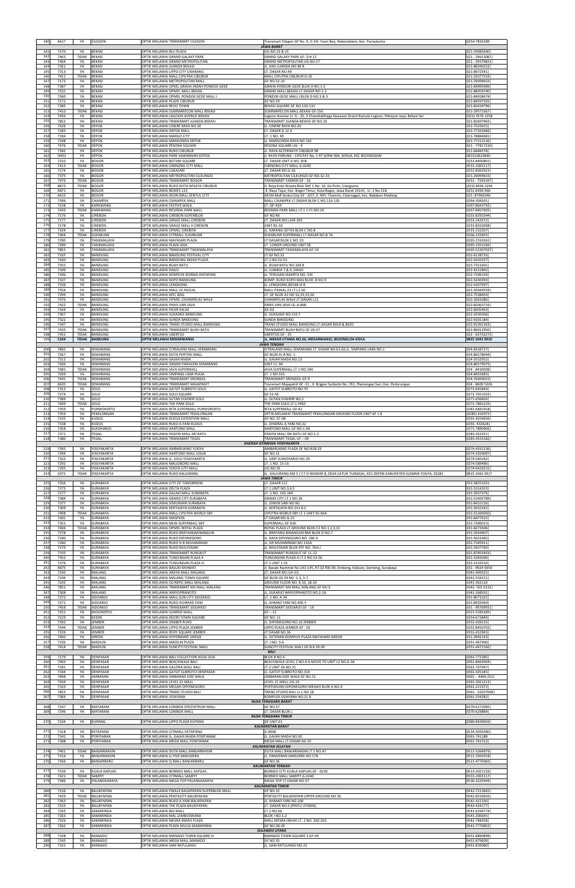| 140 | A617 | YA | CILEGON | OPTIK MELAWAI TRANSMART CILEGON | Transmart Cilegon GF No. 9, Jl. KH. Yasin Beji, Kebondalem, Kec. Purwakarta | 0254-7816189 |
|---|---|---|---|---|---|---|
| | | | | | **JAWA BARAT** | |
| 141 | 7170 | YA | BEKASI | OPTIK MELAWAI BLU PLAZA | UG NO.23 & 25 | 021-29085640 |
| 142 | 7463 | TIDAK | BEKASI | OPTIK MELAWAI GRAND GALAXY PARK | GRAND GALAXY PARK GF- D # 12 | 021 - 29613087 |
| 143 | 7464 | YA | BEKASI | OPTIK MELAWAI GRAND METROPOLITAN | GRAND METROPOLITAN UG NO.27 | 021 - 29579831 |
| 144 | 7361 | YA | BEKASI | OPTIK MELAWAI JUANDA BEKASI | JL. HAJI JUANDA NO.98 B | 021-88340252 |
| 145 | 7313 | YA | BEKASI | OPTIK MELAWAI LIPPO CITY CIKARANG | LT. DASAR NO.49 | 021-8972541 |
| 146 | 7411 | TIDAK | BEKASI | OPTIK MELAWAI MALL CIPUTRA CIBUBUR | MALL CIPUTRA CIBUBUR G-16 | 021-29377333 |
| 147 | 7173 | YA | BEKASI | OPTIK MELAWAI METROPOLITAN MALL | GF NO.32-33 | 021-29099633 |
| 148 | 7387 | YA | BEKASI | OPTIK MELAWAI OPTEL GRAHA INDAH PONDOK GEDE | GRAHA PONDOK GEDE BLOK A NO.1-2 | 021-84995489 |
| 149 | 7331 | YA | BEKASI | OPTIK MELAWAI OPMEL MALL BEKASI | GRAND MALL BEKASI LT.DASAR NO.1-3 | 021-88954740 |
| 150 | 7360 | YA | BEKASI | OPTIK MELAWAI OPMEL PONDOK GEDE MALL I | PONDOK GEDE MALL I BLOK D NO.1 & 3 | 021-84998474 |
| 151 | 7171 | YA | BEKASI | OPTIK MELAWAI PLAZA CIBUBUR | GF NO.29 | 021-84597265 |
| 152 | 7385 | YA | BEKASI | OPTIK MELAWAI REVO TOWN | BEKASI SQUARE GF NO.130-131 | 021-82434796 |
| 153 | 7410 | TIDAK | BEKASI | OPTIK MELAWAI SUMMARECON MALL BEKASI | SUMMARECON MALL BEKASI GF-156 | 021-29572367 |
| 154 | 7456 | YA | BEKASI | OPTIK MELAWAI LAGOON AVENUE BEKASI | Lagoon Avenue Lt. G - 25, Jl Chandrabhaga Kawasan Grand Kamala Lagoon, Pekayon Jaya, Bekasi Sel. | (021) 3576 1258 |
| 155 | 7852 | YA | BEKASI | OPTIK MELAWAI TRANSMART JUANDA BEKASI | TRANSMART JUANDA BEKASI GF NO.10 | 021-82697965 |
| 156 | 7426 | YA | DEPOK | OPTIK MELAWAI CINERE RAYA NO.20 | JL. CINERE RAYA NO.20 | 021-7533615 |
| 157 | 7183 | YA | DEPOK | OPTIK MELAWAI DEPOK MALL | LT. DASAR G 12 A | 021-77202966 |
| 158 | 7184 | YA | DEPOK | OPTIK MELAWAI MARGO CITY | LT. 1 NO. 49 | 021-78884681 |
| 159 | 7348 | YA | DEPOK | OPTIK MELAWAI MARGONDA DEPOK | JL. MARGONDA RAYA NO.192 | 021-77212136 |
| 160 | 7476 | TIDAK | DEPOK | OPTIK MELAWAI PESONA SQUARE | PESONA SQUARE UG - 9 | 021 - 77817230 |
| 161 | 7182 | YA | DEPOK | OPTIK MELAWAI RUKO CIBUBUR | JL. RAYA ALTERNATIF CIBUBUR 9B | 021-8448378 |
| 162 | I4452 | YA | DEPOK | OPTIK MELAWAI PARK SAWANGAN DEPOK | JL RAYA PARUNG - CIPUTAT No. 1 RT 6/RW 004, SERUA, KEC BOJONGSARI | 081510623840 |
| 163 | 7232 | YA | BOGOR | OPTIK MELAWAI BOTANI SQUARE | LT. DASAR UNIT G NO. 81B | 0251-8400801 |
| 164 | 7413 | TIDAK | BOGOR | OPTIK MELAWAI CIBINONG CITY MALL | CIBINONG CITY MALL G-0240 | 0531-2065117 |
| 165 | 7174 | YA | BOGOR | OPTIK MELAWAI LOKASARI | LT. DASAR NO.G-36 | 0251-8362923 |
| 166 | 7375 | YA | BOGOR | OPTIK MELAWAI METROPOLITAN CILEUNGSI | METROPOLITAN CILEUNGSI GF NO.32-33 | 021-29099633 |
| 167 | 7479 | TIDAK | BOGOR | OPTIK MELAWAI TRANSMART BOGOR | TRANSMART YASMIN GF - 16 | 0251 - 7595197 |
| 168 | 8873 | TIDAK | BOGOR | OPTIK MELAWAI RUKO KOTA WISATA CIBUBUR | Jl. Raya Kota Wisata Blok SHC 1 No. 10, Gn Putri, Ciangsana | (021) 8494 2246 |
| 169 | A871 | YA | BOGOR | OPTIK MELAWAI BOXIES 123 | Jl. Raya Tajur, Kec. Bogor Timur, Kota Bogor, Jawa Barat 16141, Lt. 1 No.118 | 0251-8396 960 |
| 170 | A615 | YA | BOGOR | OPTIK MELAWAI AEON MALL SENTUL CITY | AEON Mall Sentul City GF - G57, Jl. MH. Thamrin, Citaringgul, Kec. Babakan Madang | 021- 87966340 |
| 171 | 7396 | YA | CIKAMPEK | OPTIK MELAWAI CIKAMPEK MALL | MALL CIKAMPEK LT.DASAR BLOK C NO.133-135 | 0264-304501 |
| 172 | 7228 | YA | KARAWANG | OPTIK MELAWAI FESTIVE WALK | LT. GF-A19 | 0267-8643792 |
| 173 | 7433 | TIDAK | KARAWANG | OPTIK MELAWAI RESINDA PARK MALL | RESINDA PARK MALL LT.1 1-F1 NO.29 | 0267-8407605 |
| 174 | 7176 | YA | CIREBON | OPTIK MELAWAI CIREBON SUPERBLOK | GF NO.40 | 0231-8291044 |
| 175 | 7177 | YA | CIREBON | OPTIK MELAWAI GRAGE MALL CIREBON | LT. DASAR NO.L104-105 | 0231-242672 |
| 176 | 7178 | YA | CIREBON | OPTIK MELAWAI GRAGE MALL II CIREBON | UNIT RS-10 | 0231-8332608 |
| 177 | 7324 | YA | CIREBON | OPTIK MELAWAI OPMEL CIREBON | JL. KARANG GETAS BLOK C NO.8 | 0231-232267 |
| 178 | 7404 | TIDAK | SUKABUMI | OPTIK MELAWAI CITIMALL SUKABUMI | SUKABUMI SUPERMALL LT.DASAR NO.B 7A | 0266-232835 |
| 179 | 7290 | YA | TASIKMALAYA | OPTIK MELAWAI MAYASARI PLAZA | LT DASAR BLOK C NO. 01 | 0265-2316161 |
| 180 | 7289 | YA | TASIKMALAYA | OPTIK MELAWAI PLAZA ASIA | LT. LOWER GROUND UNIT 06 | 0265-2352166 |
| 181 | 7855 | YA | TASIKMALAYA | OPTIK MELAWAI TRANSMART TASIKMALAYA | TRANSMART TASIKMALAYA GF-10 | 0265-52307027 |
| 182 | 7165 | YA | BANDUNG | OPTIK MELAWAI BANDUNG FESTIVAL CITY | LT.GF NO.22 | 022-6128716 |
| 183 | 7160 | YA | BANDUNG | OPTIK MELAWAI BANDUNG INDAH PLAZA | LT.1 NO.52-53 | 022-4203257 |
| 184 | 7353 | YA | BANDUNG | OPTIK MELAWAI BUAH BATU | JL. BUAH BATU NO.169 B | 022-7311601 |
| 185 | 7349 | YA | BANDUNG | OPTIK MELAWAI DAGO | JL. JUANDA 7 & 9, DAGO | 022-4222892 |
| 186 | 7346 | YA | BANDUNG | OPTIK MELAWAI KOMPLEK BORMA ANTAPANI | JL. TERUSAN JAKARTA NO. 53C | 022-7206193 |
| 187 | 7337 | YA | BANDUNG | OPTIK MELAWAI KOPO BANDUNG | KOMP. RUKO KOPO MAS BLOK B NO.9 | 022-5430393 |
| 188 | 7336 | YA | BANDUNG | OPTIK MELAWAI LENGKONG | JL. LENGKONG BESAR III B | 022-4207997 |
| 189 | 7354 | YA | BANDUNG | OPTIK MELAWAI MALL 23 PASCAL | MALL PASKAL 23 LT.13-50 | 022-20569559 |
| 190 | 7299 | YA | BANDUNG | OPTIK MELAWAI MTC BDG | LT. GF BLOK A1 NO 52,53,55,56 | 022-7538454 |
| 191 | 7376 | YA | BANDUNG | OPTIK MELAWAI OPMEL CIHAMPELAS WALK | CIHAMPELAS WALK LT.DASAR L12 | 022-2061086 |
| 192 | 7422 | TIDAK | BANDUNG | OPTIK MELAWAI PARIS VAN JAVA | PARIS VAN JAVA GL-A-06B | 022-82063733 |
| 193 | 7164 | YA | BANDUNG | OPTIK MELAWAI PASIR KALIKI | GF-D2 | 022-6005463 |
| 194 | 7307 | YA | BANDUNG | OPTIK MELAWAI SUKAJADI BANDUNG | JL. SUKAJADI NO.152 F | 022-2036306 |
| 195 | 7322 | YA | BANDUNG | OPTIK MELAWAI SUNDA BANDUNG | SUNDA BANDUNG | 022-4201184 |
| 196 | 7347 | YA | BANDUNG | OPTIK MELAWAI TRANS STUDIO MALL BANDUNG | TRANS STUDIO MALL BANDUNG LT.DASAR B018 & B020 | 022-91091163 |
| 197 | 7435 | TIDAK | BANDUNG | OPTIK MELAWAI TRANSMART BUAH BATU | TRANSMART BUAH BATU GF 26-27 | 022-86012950 |
| 198 | 7451 | TIDAK | BANDUNG | OPTIK MELAWAI UBERTOS | UBERTOS GF - 25 | 022 - 63732275 |
| 199 | **C104** | **TIDAK** | **BANDUNG** | **OPTIK MELAWAI MEKARWANGI** | **JL. MEKAR UTAMA NO.66, MEKARWANGI, BOJONGLOA KIDUL** | **0815 1042 3910** |
| | | | | | **JAWA TENGAH** | |
| 200 | 7892 | YA | SEMARANG | OPTIK MELAWAI CITRALAND MALL SEMARANG | CITRALAND MALL SEMARANG LT. DASAR NO.61-62,JL. SIMPANG LIMA NO.1 | 024-8318757 |
| 201 | 7267 | YA | SEMARANG | OPTIK MELAWAI DUTA PERTIWI MALL | GF BLOK KI-B NO. 1 | 024-86578044 |
| 202 | 7311 | YA | SEMARANG | OPTIK MELAWAI GAJAH MADA | JL. GAJAH MADA NO.13 | 024-3552932 |
| 203 | 7266 | YA | SEMARANG | OPTIK MELAWAI GRAND PARAGON SEMARANG | UNIT LL 04 | 024-86579075 |
| 204 | 7481 | TIDAK | SEMARANG | OPTIK MELAWAI JAVA SUPERMALL | JAVA SUPERMALL LT.1 NO.104 | 024 - 8410028 |
| 205 | 7269 | YA | SEMARANG | OPTIK MELAWAI SIMPANG LIMA PLAZA | LT. 1 NO.101 | 024-8452683 |
| 206 | 7441 | TIDAK | SEMARANG | OPTIK MELAWAI TRANSMART SRONDOL | TRANSMART SRONDOL GF-9 | 024-76404022 |
| 207 | A635 | TIDAK | SEMARANG | OPTIK MELAWAI TRANSMART MAJAPAHIT | Transmart Majapahit GF -11 , Jl. Brigjen Sudiarto No. 761, Plamongan Sari, Kec. Pedurungan | 024 - 8600 5226 |
| 208 | 7312 | YA | SOLO | OPTIK MELAWAI GATOT SUBROTO SOLO | JL. GATOT SUBROTO NO.70 | 0271-645844 |
| 209 | 7274 | YA | SOLO | OPTIK MELAWAI SOLO SQUARE | GF 52-56 | 0271-7651502 |
| 210 | 7389 | YA | SOLO | OPTIK MELAWAI SUTAN SYAHRIR SOLO | JL. SUTAN SYAHRIR NO.2 | 0271-656856 |
| 211 | 7409 | TIDAK | SOLO | OPTIK MELAWAI THE PARK SOLO | THE PARK SOLO LT.1 F#50 | 0271-7891225 |
| 212 | 7359 | YA | PURWOKERTO | OPTIK MELAWAI RITA SUPERMALL PURWOKERTO | RITA SUPERMALL GF-42 | 0281-6841918 |
| 213 | 7359 | YA | PEKALONGAN | OPTIK MELAWAI TRANSMART PEKALONGAN | OPTIK MELAWAI TRANSMART PEKALONGAN GROUND FLOOR UNIT GF 1.8 | (0285) 432973 |
| 214 | 7233 | YA | KUDUS | OPTIK MELAWAI KUDUS EXTENTION MALL | GF NO. 07-08 | 0291-4254656 |
| 215 | 7338 | YA | KUDUS | OPTIK MELAWAI RUKO A.YANI KUDUS | JL. JENDRAL A.YANI NO.22 | 0291- 432628 |
| 216 | 7358 | YA | SUKOHARJO | OPTIK MELAWAI HARTONO MALL | HARTONO MALL GF NO.C-06 | 0271-7890906 |
| 217 | 7371 | YA | TEGAL | OPTIK MELAWAI PASIFIK MALL SRI RATU | PASIFIK MALL SRI RATU GF NO.1-2 | 0283-352251 |
| 218 | 7380 | YA | TEGAL | OPTIK MELAWAI TRANSMART TEGAL | TRANSMART TEGAL GF - 09 | 0283-4533182 |
| | | | | | **DAERAH ISTIMEWA YOGYAKARTA** | |
| 219 | 7393 | YA | YOGYAKARTA | OPTIK MELAWAI AMBARUKMO YOGYA | AMBARUKMO PLAZA GF NO.B28-29 | 0274-4331136 |
| 220 | 7294 | YA | YOGYAKARTA | OPTIK MELAWAI HARTONO MALL JOGJA | GF NO.11 | 0274-2924097 |
| 221 | 7325 | YA | YOGYAKARTA | OPTIK MELAWAI JL. SOLO YOGYAKARTA | JL. URIP SUMOHARJO NO.29 | 0274-560182 |
| 222 | 7292 | YA | YOGYAKARTA | OPTIK MELAWAI MALIOBORO MALL | LT. 1 NO. 15-16 | 0274-589490 |
| 223 | 7295 | YA | YOGYAKARTA | OPTIK MELAWAI YOGYA CITY MALL | UG NO.35 | 0274-6429231 |
| 224 | C075 | TIDAK | YOGYAKARTA | OPTIK MELAWAI RUKO KALIURANG | JL. KALIURANG KM 5 / CT III NOMOR 8, DESA CATUR TUNGGAL, KEC DEPOK KABUPATEN SLEMAN YOGYA, 55281 | 0815 1042 3917 |
| | | | | | **JAWA TIMUR** | |
| 225 | 7356 | YA | SURABAYA | OPTIK MELAWAI CITY OF TOMORROW | LT. DASAR L12 | 031-58251021 |
| 226 | 7275 | YA | SURABAYA | OPTIK MELAWAI DELTA PLAZA | LT.1 UNIT NO.3,4,5 | 031-5314333 |
| 227 | 7277 | YA | SURABAYA | OPTIK MELAWAI GALAXI MALL SURABAYA | LT. 1 NO. 103-104 | 031-5937376 |
| 228 | 7384 | YA | SURABAYA | OPTIK MELAWAI GRAND CITY SURABAYA | GRAND CITY LT.1 NO.36 | 031-52405789 |
| 229 | 7377 | YA | SURABAYA | OPTIK MELAWAI JEMURSARI SURABAYA | JL. JEMUR SARI NO.90 | 031-8415116 |
| 230 | 7309 | YA | SURABAYA | OPTIK MELAWAI KERTAJAYA SURABAYA | JL. KERTAJAYA NO.141 B-C | 031-5032242 |
| 231 | 7408 | TIDAK | SURABAYA | OPTIK MELAWAI MALL CIPUTRA WORLD SBY | CIPUTRA WORLD SBY LT.1 UNIT 65-66A | 031-51200050 |
| 232 | 7281 | YA | SURABAYA | OPTIK MELAWAI MASPION | LT DASAR NO.G-15 | 031-8477615 |
| 233 | 7351 | YA | SURABAYA | OPTIK MELAWAI MLW SUPERMALL SBY | SUPERMALL GF-026 | 031-7390013 |
| 234 | 7406 | TIDAK | SURABAYA | OPTIK MELAWAI OPMEL ROYAL PLAZA | ROYAL PLAZA LT.GROUND BLOK C2 NO.1,2,3,31 | 031-8271606 |
| 235 | 7278 | YA | SURABAYA | OPTIK MELAWAI RUKO BRATANGMINANGUN | JL. BRATANG BINANGUN RMI BLOK D NO.7 | 031-5043907 |
| 236 | 7180 | YA | SURABAYA | OPTIK MELAWAI RUKO DIPONEGORO | JL. RAYA DIPONEGORO NO. 186 A | 031-5631465 |
| 237 | 7280 | YA | SURABAYA | OPTIK MELAWAI RUKO H.R MUHAMMAD | JL. HR MUHAMMAD NO.116A | 031-7345911 |
| 238 | 7279 | YA | SURABAYA | OPTIK MELAWAI RUKO MULYOSARI | JL. MULYOSARI BLOK PFF NO. 76H-J | 031-5937760 |
| 239 | 7335 | YA | SURABAYA | OPTIK MELAWAI TRANSMART RUNGKUT | TRANSMART RUNGKUT GF 11-12 | 031-87855403 |
| 240 | 7352 | YA | SURABAYA | OPTIK MELAWAI TUNJUNGAN PLAZA 4 | TUNJUNGAN PLAZA 4 LT.3 NO.53-56 | 031-5342006 |
| 241 | 7276 | YA | SURABAYA | OPTIK MELAWAI TUNJUNGAN PLAZA III | LT.1 UNIT 1.55 | 031-5319210 |
| 242 | A875 | YA | SURABAYA | OPTIK MELAWAI BASUKI RAHMAT | Jl. Basuki Rachmat No.143-145, RT.02 RW.09, Embong, Kaliasin, Genteng, Surabaya | 031 - 9924 9350 |
| 243 | 7243 | YA | MALANG | OPTIK MELAWAI ARAYA MALL MALANG | LT. DASAR NO.I14-I15 | 0341-409325 |
| 244 | 7244 | YA | MALANG | OPTIK MELAWAI MALANG TOWN SQUARE | GF BLOK GS 39 NO. 1-3, 5-7 | 0341-559211 |
| 245 | 7242 | YA | MALANG | OPTIK MELAWAI OLYMPIC MALL MALANG | GROUND FLOOR NO. 8-10, 18-20 | 0341-363110 |
| 246 | 7851 | YA | MALANG | OPTIK MELAWAI TRANSMART MX MALL MALANG | TRANSMART MX MALL MALANG GF NO 9 | 0341- 502 6132 |
| 247 | 7308 | YA | MALANG | OPTIK MELAWAI WIRYOPRANOTO | JL. SUKARJO WIRYOPRANOTO NO.2-2A | 0341-368591 |
| 248 | 7272 | YA | SIDOARJO | OPTIK MELAWAI MALL SUN CITY SIDOARJO | LT. 1 NO. A 34 | 031-8071025 |
| 249 | 7271 | YA | SIDOARJO | OPTIK MELAWAI RUKO ACHMAD YANI | JL. AHMAD YANI NO.40E-F | 031-8929364 |
| 250 | 7458 | TIDAK | SIDOARJO | OPTIK MELAWAI TRANSMART SIDOARJO | TRANSMART SIDOARJO GF - 19 | 031 - 99709951 |
| 251 | 7251 | YA | MOJOKERTO | OPTIK MELAWAI SUNRISE MALL | GF – 12 | 0321-5283185 |
| 252 | 7229 | YA | KEDIRI | OPTIK MELAWAI KEDIRI TOWN SQUARE | GF NO. 11 | 0354-673840 |
| 253 | 7392 | YA | JEMBER | OPTIK MELAWAI JEMBER RUKO | JL. DIPONEGORO NO.16 JEMBER | 0331-426515 |
| 254 | 7444 | TIDAK | JEMBER | OPTIK MELAWAI LIPPO PLAZA JEMBER | LIPPO PLAZA JEMBER GF - 02 | 0331-84507002 |
| 255 | 7226 | YA | JEMBER | OPTIK MELAWAI ROXY SQUARE JEMBER | LT DASAR NO.36 | 0331-412943 |
| 256 | 7400 | YA | GRESIK | OPTIK MELAWAI HYPERMART GRESIK | JL. VETERAN KOMPLEK PLAZA MATAHARI GRESIK | 031-3991143 |
| 257 | 7236 | YA | MADIUN | OPTIK MELAWAI MADIUN PLAZA | LT. I NO. 5-6 | 0351-467490 |
| 258 | 7414 | TIDAK | MADIUN | OPTIK MELAWAI SUNCITY FESTIVAL MALL | SUNCITY FESTIVAL MALL GF-B # 29-30 | 0351-4472160 |
| | | | | | **BALI** | |
| 259 | 7179 | YA | DENPASAR | OPTIK MELAWAI BALI COLLECTION NUSA DUA | BLOK B NO.4 | 0361-772285 |
| 260 | 7403 | YA | DENPASAR | OPTIK MELAWAI BEACHWALK BALI | BEACHWALK LEVEL 2 NO.A-6 MOVE TO UNIT L2 NO.A-3A | 0361-8464904 |
| 261 | 7181 | YA | DENPASAR | OPTIK MELAWAI GALERIA MALL BALI | LT.2 UNIT 2A NO.31 | 0361-767047 |
| 262 | 7344 | YA | DENPASAR | OPTIK MELAWAI GATOT SUBROTO DENPASAR | JL. GATOT SUBROTO NO.314 | 0361-425345 |
| 263 | 7848 | YA | JIMBARAN | OPTIK MELAWAI JIMBARAN SIDE WALK | JIMBARAN SIDE WALK GF NO.11 | 0361 - 4466 252 |
| 264 | 7434 | YA | DENPASAR | OPTIK MELAWAI LEVEL 21 MALL | LEVEL 21 MALL UG-23 | 0361-3021213 |
| 265 | 7310 | YA | DENPASAR | OPTIK MELAWAI MEGAH DIPONEGORO | PERTOKOAN DIPONEGORO MEGAH BLOK A NO.4 | 0361-221972 |
| 266 | 7853 | YA | DENPASAR | OPTIK MELAWAI TRANS STUDIO BALI | TRANS STUDIO BALI Lt.1 NO.18 | 0361 - 16207068 |
| 267 | 7366 | YA | DENPASAR | OPTIK MELAWAI UDAYANA | KOMPLEK UDAYANA NO.21 B | 0361-254282 |
| | | | | | **NUSA TENGGARA BARAT** | |
| 268 | 7247 | YA | MATARAM | OPTIK MELAWAI LOMBOK EPICENTRUM MALL | GF NO.57 | 0370-6172085 |
| 269 | 7246 | YA | MATARAM | OPTIK MELAWAI LOMBOK MALL | LT. DASAR BLOK L | 0370-629884 |
| | | | | | **NUSA TENGGARA TIMUR** | |
| 270 | 7234 | YA | KUPANG | OPTIK MELAWAI LIPPO PLAZA KUPANG | GF UNIT 01 | 0380-8439043 |
| | | | | | **KALIMANTAN BARAT** | |
| 271 | 7318 | YA | KETAPANG | OPTIK MELAWAI CITIMALL KETAPANG | G-0006 | 0534-3030580 |
| 272 | 7341 | YA | PONTIANAK | OPTIK MELAWAI JL. GAJAH MADA PONTIANAK | JL. GAJAH MADA NO.93 | 0561-741188 |
| 273 | 7388 | YA | PONTIANAK | OPTIK MELAWAI MEGA MALL PONTIANAK | MEGA MALL LT.DASAR AG-25 | 0561-761312 |
| | | | | | **KALIMANTAN SELATAN** | |
| 274 | 7401 | TIDAK | BANJARMASIN | OPTIK MELAWAI DUTA MALL BANJARMASIN | DUTA MALL BANJARMASIN LT.1 NO.47 | 0511-3264979 |
| 275 | 7316 | YA | BANJARMASIN | OPTIK MELAWAI JL PGR SAMUDERA | JL. PANGERAN SAMUDRA NO.17B | 0511-3365918 |
| 276 | 7166 | YA | BANJARBARU | OPTIK MELAWAI Q MALL BANJARBARU | GF NO.36 | 0511-4770065 |
| | | | | | **KALIMANTAN TENGAH** | |
| 277 | 7339 | YA | KUALA KAPUAS | OPTIK MELAWAI BORNEO MALL KAPUAS | BORNEO CITY KUALA KAPUAS GF - 0230 | 0513-2021133 |
| 278 | 7421 | TIDAK | SAMPIT | OPTIK MELAWAI CITIMALL SAMPIT | BORNEO MALL SAMPIT G-0240 | 0531-2065117 |
| 279 | 7386 | YA | PALANGKARAYA | OPTIK MELAWAI MEGA TOP PALANGKARAYA | MEGA TOP LT.DASAR NO.57 | 0536-3229369 |
| | | | | | **KALIMANTAN TIMUR** | |
| 280 | 7156 | YA | BALIKPAPAN | OPTIK MELAWAI E-WALK BALIKPAPAN SUPERBLOK MALL | GF NO.32 | 0542-7213665 |
| 281 | 7429 | TIDAK | BALIKPAPAN | OPTIK MELAWAI PENTACITY BALIKPAPAN | PENTACITY BALIKPAPAN UPPER GROUND NO.56 | 0542-8520643 |
| 282 | 7363 | YA | BALIKPAPAN | OPTIK MELAWAI RUKO A.YANI BALIKPAPAN | JL. AHMAD YANI NO.100 | 0542-421330 |
| 283 | 7155 | YA | BALIKPAPAN | OPTIK MELAWAI THE PLAZA BALIKPAPAN | LT. DASAR NO.5 (PINTU UTAMA) | 0542-424177 |
| 284 | 7265 | YA | SAMARINDA | OPTIK MELAWAI BIG MALL | LT.1 NO.66 | 0541-6294774 |
| 285 | 7263 | YA | SAMARINDA | OPTIK MELAWAI MAL LEMBUSWANA | BLOK I NO.1-2 | 0541-206645 |
| 286 | 7326 | YA | SAMARINDA | OPTIK MELAWAI MESRA INDAH PLAZA | MALL MESRA INDAH LT. 2 NO. 202-203 | 0541-748358 |
| 287 | 7262 | YA | SAMARINDA | OPTIK MELAWAI PLAZA MULIA SAMARINDA | GF NO.28-29 | 0541-7770852 |
| | | | | | **SULAWESI UTARA** | |
| 288 | 7328 | YA | MANADO | OPTIK MELAWAI MANADO TOWN SQUARE III | MANADO TOWN SQUARE 3 GF-09 | 0431-8890899 |
| 289 | 7245 | YA | MANADO | OPTIK MELAWAI MEGA MALL MANADO | GF NO.35 | 0431-879609 |
| 290 | 7321 | YA | MANADO | OPTIK MELAWAI SAM RATULANGI | JL. SAM RATULANGI NO.22 | 0431-850080 |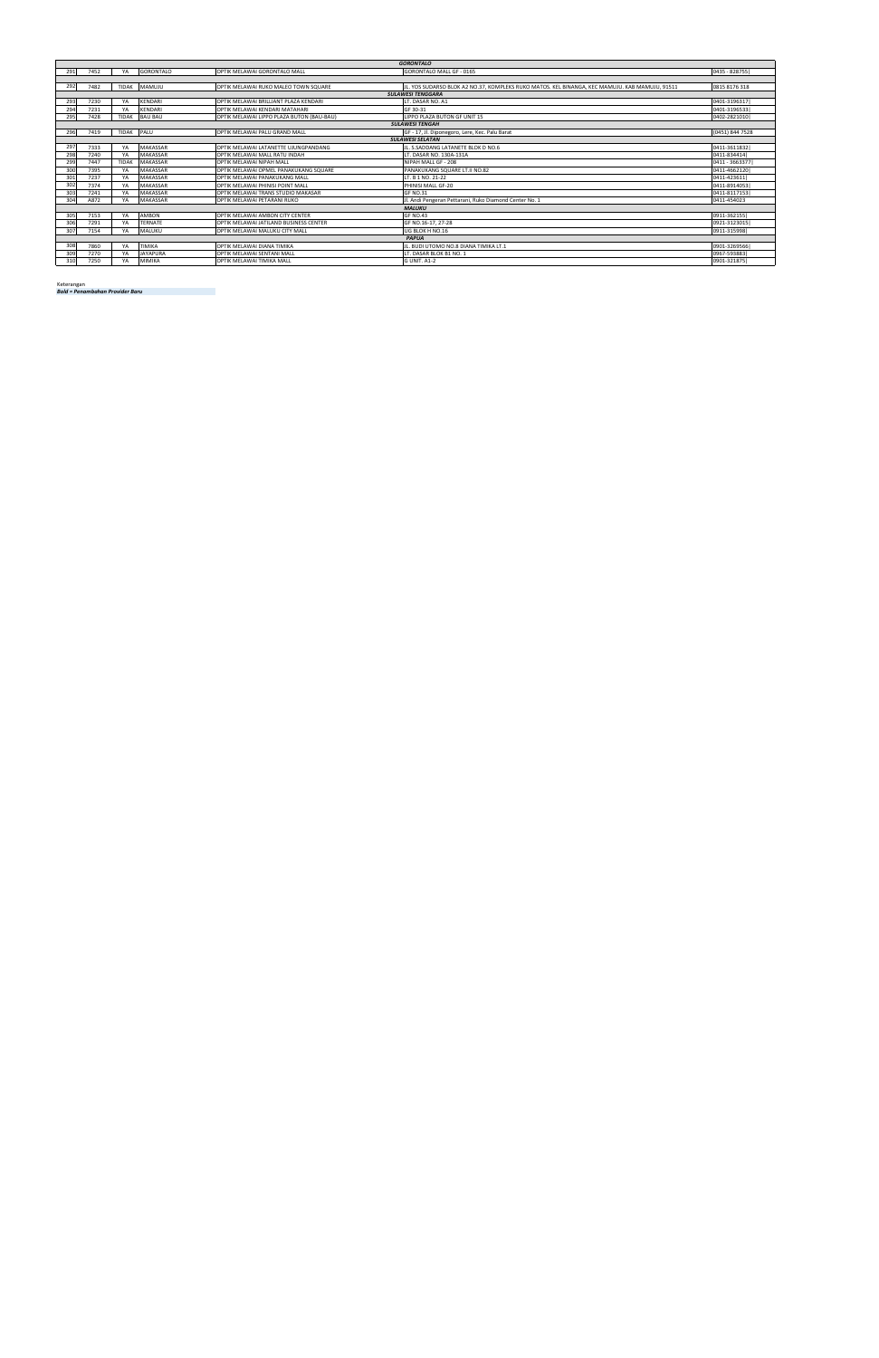| | | | | | | |
|---|---|---|---|---|---|---|
| | | | | *GORONTALO* | | |
| 291 | 7452 | YA | GORONTALO | OPTIK MELAWAI GORONTALO MALL | GORONTALO MALL GF - 0165 | 0435 - 828755 |
| | | | | | | |
| 292 | 7482 | TIDAK | MAMUJU | OPTIK MELAWAI RUKO MALEO TOWN SQUARE | JL. YOS SUDARSO BLOK A2 NO.37, KOMPLEKS RUKO MATOS. KEL BINANGA, KEC MAMUJU. KAB MAMUJU, 91511 | 0815 8176 318 |
| | | | | *SULAWESI TENGGARA* | | |
| 293 | 7230 | YA | KENDARI | OPTIK MELAWAI BRILLIANT PLAZA KENDARI | LT. DASAR NO. A1 | 0401-3196317 |
| 294 | 7231 | YA | KENDARI | OPTIK MELAWAI KENDARI MATAHARI | GF 30-31 | 0401-3196533 |
| 295 | 7428 | TIDAK | BAU BAU | OPTIK MELAWAI LIPPO PLAZA BUTON (BAU-BAU) | LIPPO PLAZA BUTON GF UNIT 15 | 0402-2821010 |
| | | | | *SULAWESI TENGAH* | | |
| 296 | 7419 | TIDAK | PALU | OPTIK MELAWAI PALU GRAND MALL | GF - 17, Jl. Diponegoro, Lere, Kec. Palu Barat | (0451) 844 7528 |
| | | | | *SULAWESI SELATAN* | | |
| 297 | 7333 | YA | MAKASSAR | OPTIK MELAWAI LATANETTE UJUNGPANDANG | JL. S.SADDANG LATANETE BLOK D NO.6 | 0411-3611832 |
| 298 | 7240 | YA | MAKASSAR | OPTIK MELAWAI MALL RATU INDAH | LT. DASAR NO. 130A-131A | 0411-834414 |
| 299 | 7447 | TIDAK | MAKASSAR | OPTIK MELAWAI NIPAH MALL | NIPAH MALL GF - 208 | 0411 - 3663377 |
| 300 | 7395 | YA | MAKASSAR | OPTIK MELAWAI OPMEL PANAKUKANG SQUARE | PANAKUKANG SQUARE LT.II NO.82 | 0411-4662120 |
| 301 | 7237 | YA | MAKASSAR | OPTIK MELAWAI PANAKUKANG MALL | LT. B 1 NO. 21-22 | 0411-423611 |
| 302 | 7374 | YA | MAKASSAR | OPTIK MELAWAI PHINISI POINT MALL | PHINISI MALL GF-20 | 0411-8914053 |
| 303 | 7241 | YA | MAKASSAR | OPTIK MELAWAI TRANS STUDIO MAKASAR | GF NO.31 | 0411-8117153 |
| 304 | A872 | YA | MAKASSAR | OPTIK MELAWAI PETARANI RUKO | Jl. Andi Pengeran Pettarani, Ruko Diamond Center No. 1 | 0411-454023 |
| | | | | *MALUKU* | | |
| 305 | 7153 | YA | AMBON | OPTIK MELAWAI AMBON CITY CENTER | GF NO.43 | 0911-362155 |
| 306 | 7291 | YA | TERNATE | OPTIK MELAWAI JATILAND BUSINESS CENTER | GF NO.16-17, 27-28 | 0921-3123015 |
| 307 | 7154 | YA | MALUKU | OPTIK MELAWAI MALUKU CITY MALL | UG BLOK H NO.16 | 0911-315998 |
| | | | | *PAPUA* | | |
| 308 | 7860 | YA | TIMIKA | OPTIK MELAWAI DIANA TIMIKA | JL. BUDI UTOMO NO.8 DIANA TIMIKA LT.1 | 0901-3269566 |
| 309 | 7270 | YA | JAYAPURA | OPTIK MELAWAI SENTANI MALL | LT. DASAR BLOK B1 NO. 1 | 0967-593883 |
| 310 | 7250 | YA | MIMIKA | OPTIK MELAWAI TIMIKA MALL | G UNIT. A1-2 | 0901-321875 |

Keterangan

***Bold = Penambahan Provider Baru***